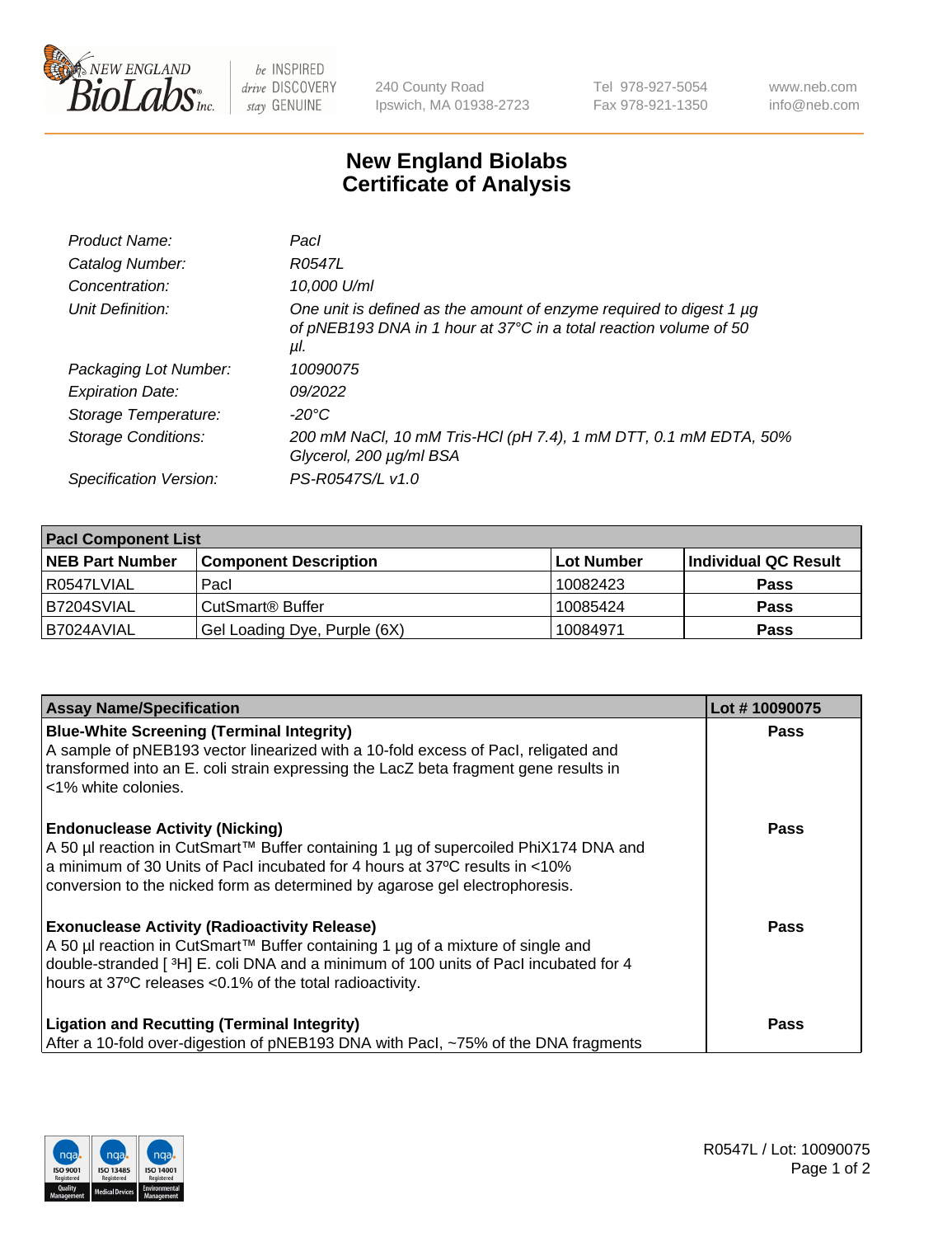# New England Biolabs Certificate of Analysis

| | |
|---|---|
| *Product Name:* | *PacI* |
| *Catalog Number:* | *R0547L* |
| *Concentration:* | *10,000 U/ml* |
| *Unit Definition:* | *One unit is defined as the amount of enzyme required to digest 1 µg of pNEB193 DNA in 1 hour at 37°C in a total reaction volume of 50 µl.* |
| *Packaging Lot Number:* | *10090075* |
| *Expiration Date:* | *09/2022* |
| *Storage Temperature:* | *-20°C* |
| *Storage Conditions:* | *200 mM NaCl, 10 mM Tris-HCl (pH 7.4), 1 mM DTT, 0.1 mM EDTA, 50% Glycerol, 200 µg/ml BSA* |
| *Specification Version:* | *PS-R0547S/L v1.0* |

| PacI Component List | | | |
|---|---|---|---|
| **NEB Part Number** | **Component Description** | **Lot Number** | **Individual QC Result** |
| R0547LVIAL | PacI | 10082423 | Pass |
| B7204SVIAL | CutSmart® Buffer | 10085424 | Pass |
| B7024AVIAL | Gel Loading Dye, Purple (6X) | 10084971 | Pass |

| Assay Name/Specification | Lot # 10090075 |
|---|---|
| **Blue-White Screening (Terminal Integrity)**<br>A sample of pNEB193 vector linearized with a 10-fold excess of PacI, religated and transformed into an E. coli strain expressing the LacZ beta fragment gene results in <1% white colonies. | Pass |
| **Endonuclease Activity (Nicking)**<br>A 50 µl reaction in CutSmart™ Buffer containing 1 µg of supercoiled PhiX174 DNA and a minimum of 30 Units of PacI incubated for 4 hours at 37ºC results in <10% conversion to the nicked form as determined by agarose gel electrophoresis. | Pass |
| **Exonuclease Activity (Radioactivity Release)**<br>A 50 µl reaction in CutSmart™ Buffer containing 1 µg of a mixture of single and double-stranded [ $^3$H] E. coli DNA and a minimum of 100 units of PacI incubated for 4 hours at 37ºC releases <0.1% of the total radioactivity. | Pass |
| **Ligation and Recutting (Terminal Integrity)**<br>After a 10-fold over-digestion of pNEB193 DNA with PacI, ~75% of the DNA fragments | Pass |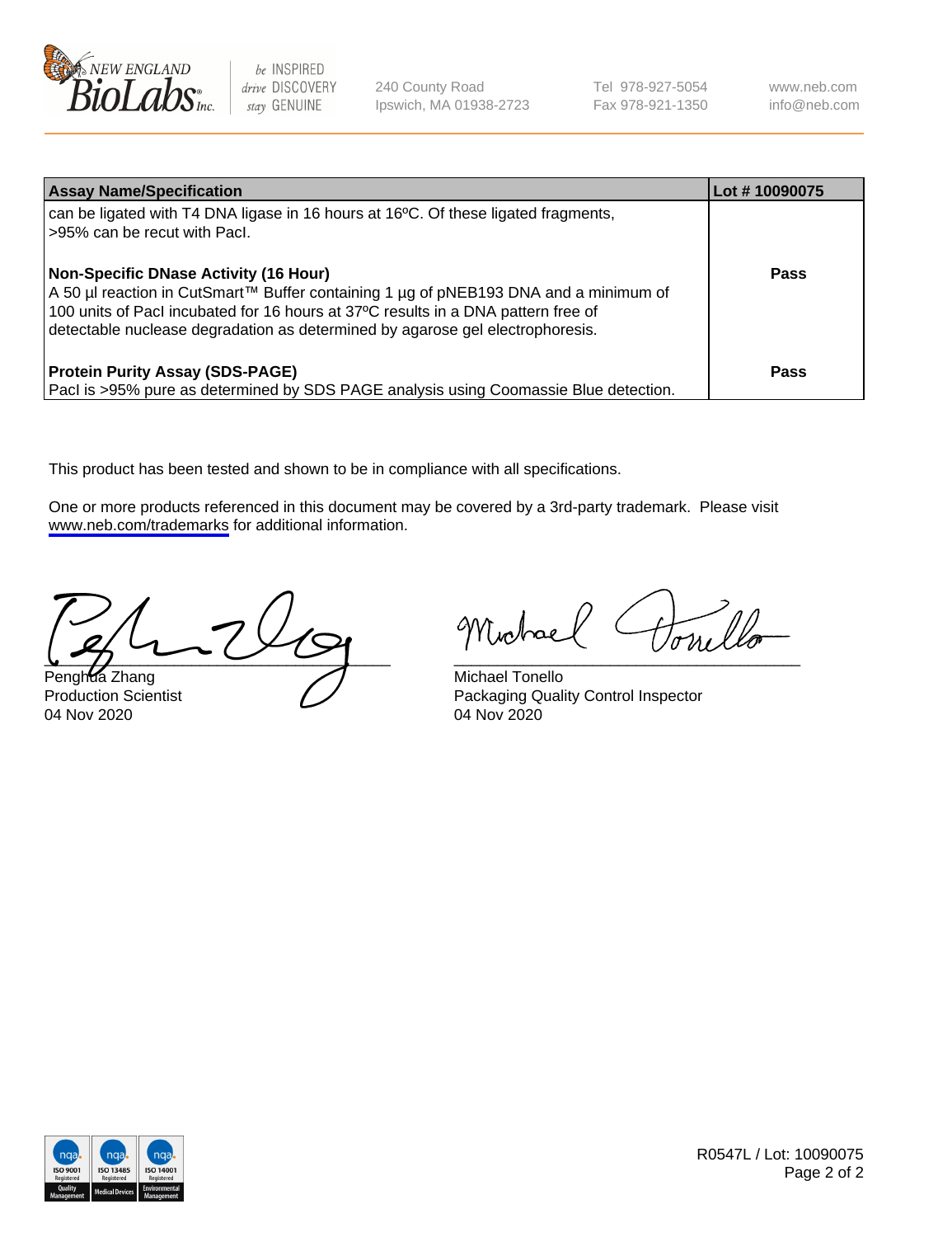NEW ENGLAND BioLabs Inc. — be INSPIRED drive DISCOVERY stay GENUINE

240 County Road
Ipswich, MA 01938-2723

Tel 978-927-5054
Fax 978-921-1350

www.neb.com
info@neb.com

| Assay Name/Specification | Lot # 10090075 |
|---|---|
| can be ligated with T4 DNA ligase in 16 hours at 16ºC. Of these ligated fragments, >95% can be recut with PacI. | |
| **Non-Specific DNase Activity (16 Hour)**<br>A 50 µl reaction in CutSmart™ Buffer containing 1 µg of pNEB193 DNA and a minimum of 100 units of PacI incubated for 16 hours at 37ºC results in a DNA pattern free of detectable nuclease degradation as determined by agarose gel electrophoresis. | **Pass** |
| **Protein Purity Assay (SDS-PAGE)**<br>PacI is >95% pure as determined by SDS PAGE analysis using Coomassie Blue detection. | **Pass** |

This product has been tested and shown to be in compliance with all specifications.

One or more products referenced in this document may be covered by a 3rd-party trademark. Please visit www.neb.com/trademarks for additional information.

Penghua Zhang
Production Scientist
04 Nov 2020

Michael Tonello
Packaging Quality Control Inspector
04 Nov 2020

R0547L / Lot: 10090075